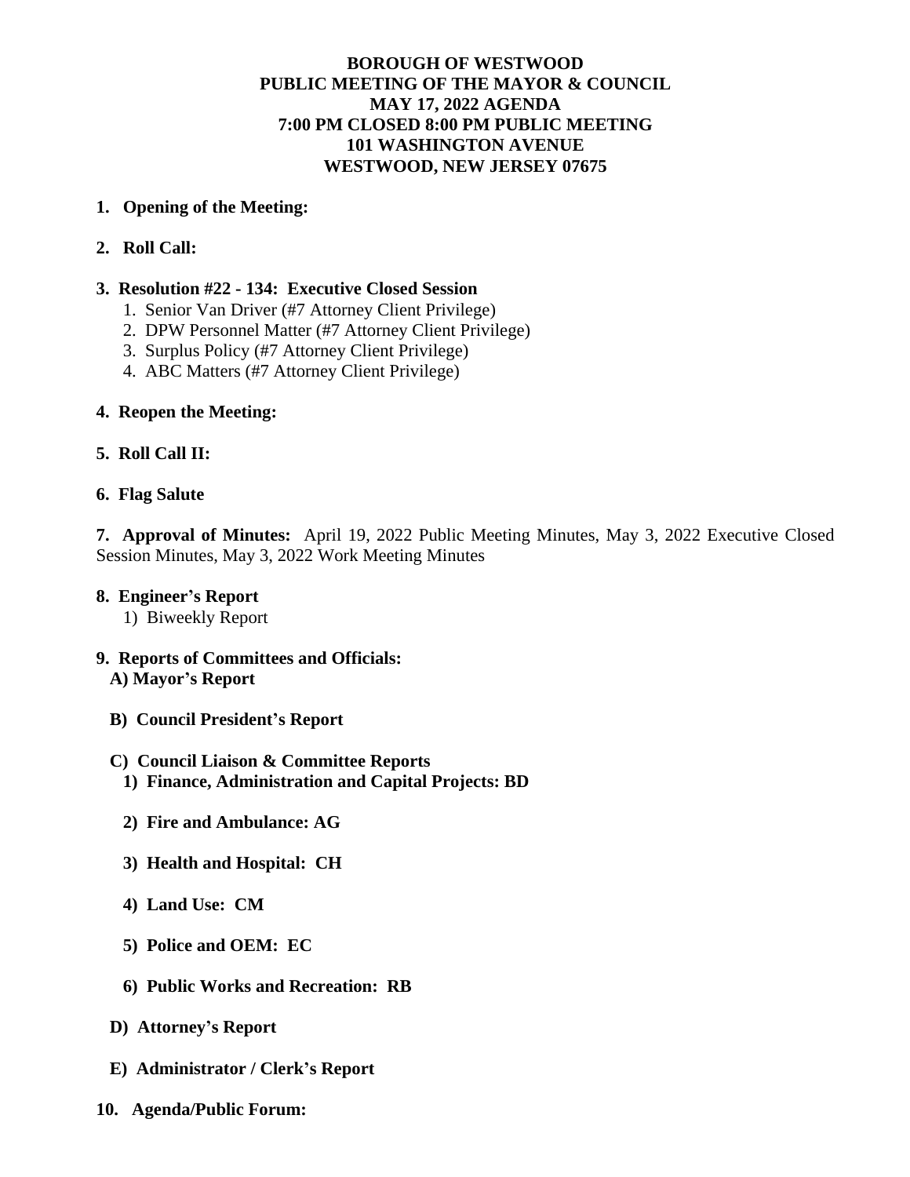**BOROUGH OF WESTWOOD**
**PUBLIC MEETING OF THE MAYOR & COUNCIL**
**MAY 17, 2022 AGENDA**
**7:00 PM CLOSED 8:00 PM PUBLIC MEETING**
**101 WASHINGTON AVENUE**
**WESTWOOD, NEW JERSEY 07675**

**1. Opening of the Meeting:**

**2. Roll Call:**

**3. Resolution #22 - 134: Executive Closed Session**

1. Senior Van Driver (#7 Attorney Client Privilege)
2. DPW Personnel Matter (#7 Attorney Client Privilege)
3. Surplus Policy (#7 Attorney Client Privilege)
4. ABC Matters (#7 Attorney Client Privilege)

**4. Reopen the Meeting:**

**5. Roll Call II:**

**6. Flag Salute**

**7. Approval of Minutes:** April 19, 2022 Public Meeting Minutes, May 3, 2022 Executive Closed Session Minutes, May 3, 2022 Work Meeting Minutes

**8. Engineer's Report**

1) Biweekly Report

**9. Reports of Committees and Officials:**

**A) Mayor's Report**

**B) Council President's Report**

**C) Council Liaison & Committee Reports**

**1) Finance, Administration and Capital Projects: BD**

**2) Fire and Ambulance: AG**

**3) Health and Hospital: CH**

**4) Land Use: CM**

**5) Police and OEM: EC**

**6) Public Works and Recreation: RB**

**D) Attorney's Report**

**E) Administrator / Clerk's Report**

**10. Agenda/Public Forum:**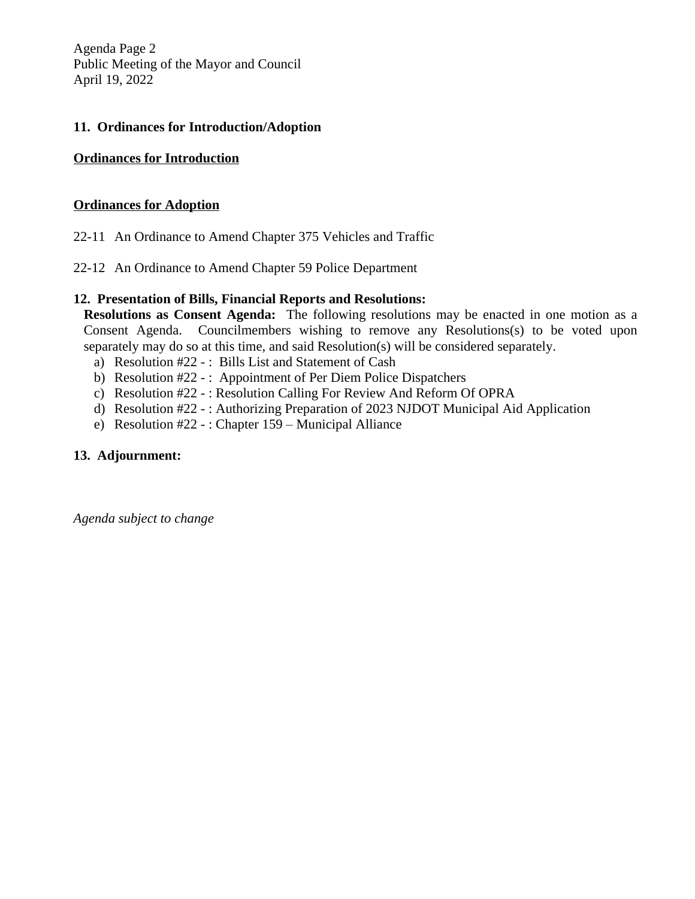Agenda Page 2
Public Meeting of the Mayor and Council
April 19, 2022

**11. Ordinances for Introduction/Adoption**

**Ordinances for Introduction**

**Ordinances for Adoption**

22-11 An Ordinance to Amend Chapter 375 Vehicles and Traffic

22-12 An Ordinance to Amend Chapter 59 Police Department

**12. Presentation of Bills, Financial Reports and Resolutions:**

**Resolutions as Consent Agenda:** The following resolutions may be enacted in one motion as a Consent Agenda. Councilmembers wishing to remove any Resolutions(s) to be voted upon separately may do so at this time, and said Resolution(s) will be considered separately.

a) Resolution #22 - : Bills List and Statement of Cash
b) Resolution #22 - : Appointment of Per Diem Police Dispatchers
c) Resolution #22 - : Resolution Calling For Review And Reform Of OPRA
d) Resolution #22 - : Authorizing Preparation of 2023 NJDOT Municipal Aid Application
e) Resolution #22 - : Chapter 159 – Municipal Alliance

**13. Adjournment:**

*Agenda subject to change*